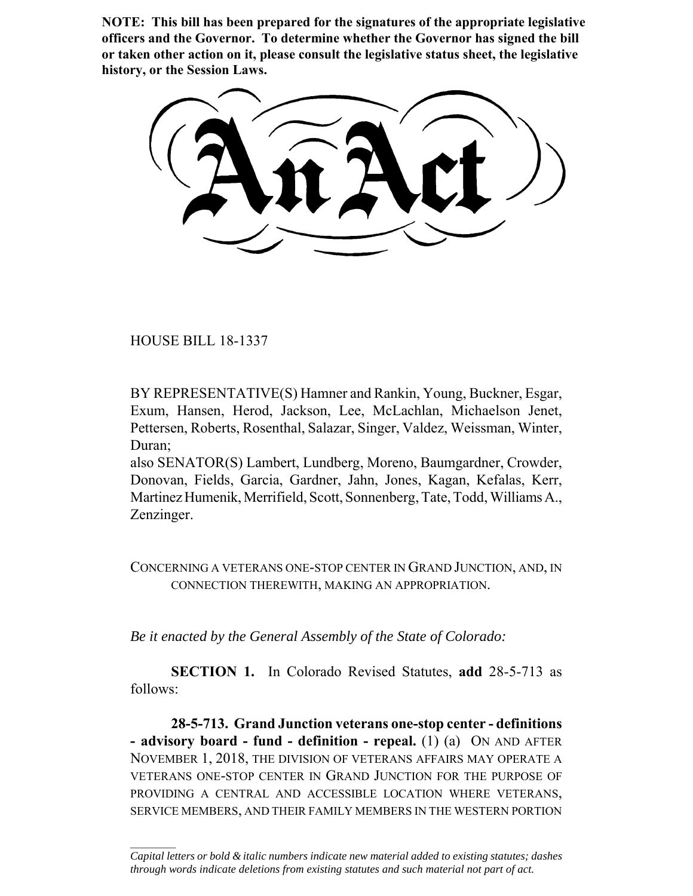**NOTE: This bill has been prepared for the signatures of the appropriate legislative officers and the Governor. To determine whether the Governor has signed the bill or taken other action on it, please consult the legislative status sheet, the legislative history, or the Session Laws.**

# An Act

HOUSE BILL 18-1337

BY REPRESENTATIVE(S) Hamner and Rankin, Young, Buckner, Esgar, Exum, Hansen, Herod, Jackson, Lee, McLachlan, Michaelson Jenet, Pettersen, Roberts, Rosenthal, Salazar, Singer, Valdez, Weissman, Winter, Duran;
also SENATOR(S) Lambert, Lundberg, Moreno, Baumgardner, Crowder, Donovan, Fields, Garcia, Gardner, Jahn, Jones, Kagan, Kefalas, Kerr, Martinez Humenik, Merrifield, Scott, Sonnenberg, Tate, Todd, Williams A., Zenzinger.

CONCERNING A VETERANS ONE-STOP CENTER IN GRAND JUNCTION, AND, IN CONNECTION THEREWITH, MAKING AN APPROPRIATION.

*Be it enacted by the General Assembly of the State of Colorado:*

**SECTION 1.** In Colorado Revised Statutes, **add** 28-5-713 as follows:

**28-5-713. Grand Junction veterans one-stop center - definitions - advisory board - fund - definition - repeal.** (1) (a) ON AND AFTER NOVEMBER 1, 2018, THE DIVISION OF VETERANS AFFAIRS MAY OPERATE A VETERANS ONE-STOP CENTER IN GRAND JUNCTION FOR THE PURPOSE OF PROVIDING A CENTRAL AND ACCESSIBLE LOCATION WHERE VETERANS, SERVICE MEMBERS, AND THEIR FAMILY MEMBERS IN THE WESTERN PORTION

*Capital letters or bold & italic numbers indicate new material added to existing statutes; dashes through words indicate deletions from existing statutes and such material not part of act.*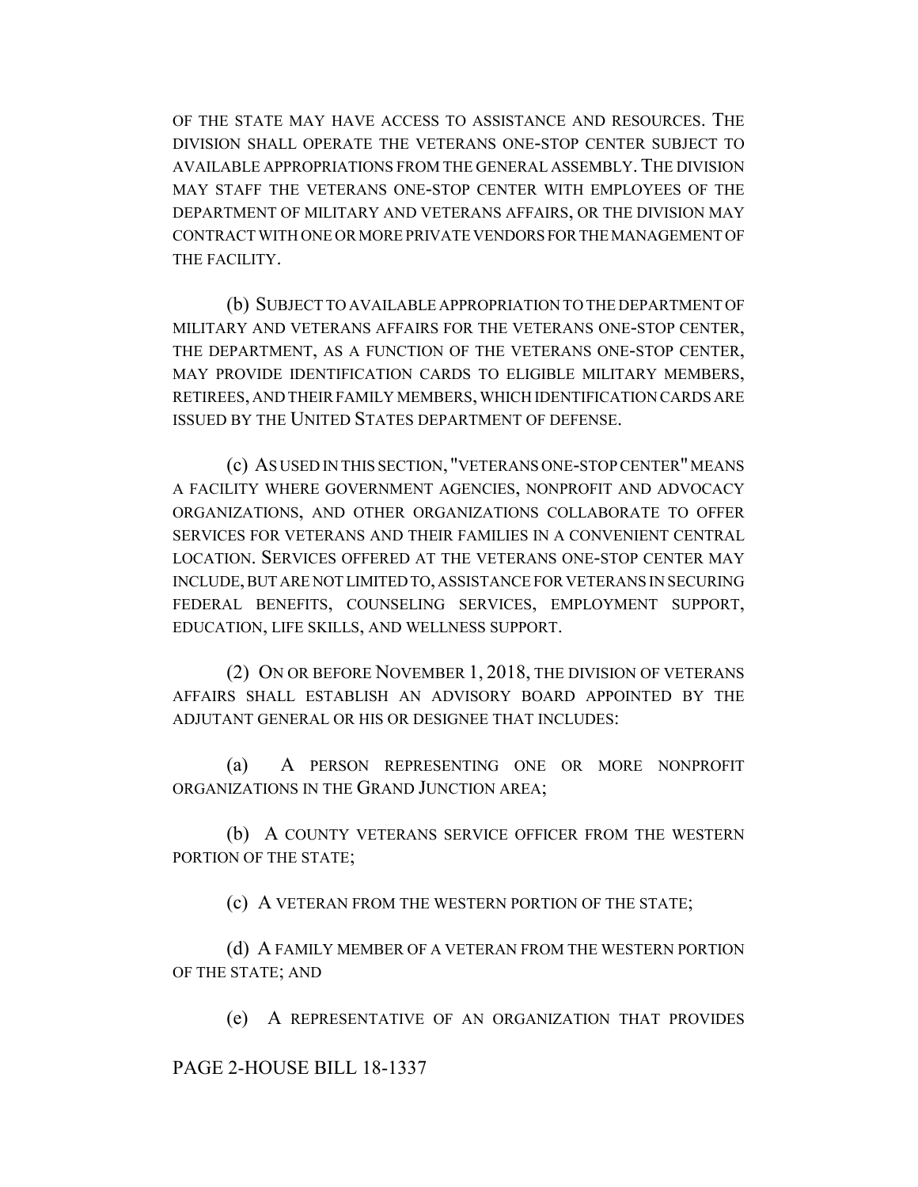OF THE STATE MAY HAVE ACCESS TO ASSISTANCE AND RESOURCES. THE DIVISION SHALL OPERATE THE VETERANS ONE-STOP CENTER SUBJECT TO AVAILABLE APPROPRIATIONS FROM THE GENERAL ASSEMBLY. THE DIVISION MAY STAFF THE VETERANS ONE-STOP CENTER WITH EMPLOYEES OF THE DEPARTMENT OF MILITARY AND VETERANS AFFAIRS, OR THE DIVISION MAY CONTRACT WITH ONE OR MORE PRIVATE VENDORS FOR THE MANAGEMENT OF THE FACILITY.

(b) SUBJECT TO AVAILABLE APPROPRIATION TO THE DEPARTMENT OF MILITARY AND VETERANS AFFAIRS FOR THE VETERANS ONE-STOP CENTER, THE DEPARTMENT, AS A FUNCTION OF THE VETERANS ONE-STOP CENTER, MAY PROVIDE IDENTIFICATION CARDS TO ELIGIBLE MILITARY MEMBERS, RETIREES, AND THEIR FAMILY MEMBERS, WHICH IDENTIFICATION CARDS ARE ISSUED BY THE UNITED STATES DEPARTMENT OF DEFENSE.

(c) AS USED IN THIS SECTION, "VETERANS ONE-STOP CENTER" MEANS A FACILITY WHERE GOVERNMENT AGENCIES, NONPROFIT AND ADVOCACY ORGANIZATIONS, AND OTHER ORGANIZATIONS COLLABORATE TO OFFER SERVICES FOR VETERANS AND THEIR FAMILIES IN A CONVENIENT CENTRAL LOCATION. SERVICES OFFERED AT THE VETERANS ONE-STOP CENTER MAY INCLUDE, BUT ARE NOT LIMITED TO, ASSISTANCE FOR VETERANS IN SECURING FEDERAL BENEFITS, COUNSELING SERVICES, EMPLOYMENT SUPPORT, EDUCATION, LIFE SKILLS, AND WELLNESS SUPPORT.

(2) ON OR BEFORE NOVEMBER 1, 2018, THE DIVISION OF VETERANS AFFAIRS SHALL ESTABLISH AN ADVISORY BOARD APPOINTED BY THE ADJUTANT GENERAL OR HIS OR DESIGNEE THAT INCLUDES:

(a) A PERSON REPRESENTING ONE OR MORE NONPROFIT ORGANIZATIONS IN THE GRAND JUNCTION AREA;

(b) A COUNTY VETERANS SERVICE OFFICER FROM THE WESTERN PORTION OF THE STATE;

(c) A VETERAN FROM THE WESTERN PORTION OF THE STATE;

(d) A FAMILY MEMBER OF A VETERAN FROM THE WESTERN PORTION OF THE STATE; AND

(e) A REPRESENTATIVE OF AN ORGANIZATION THAT PROVIDES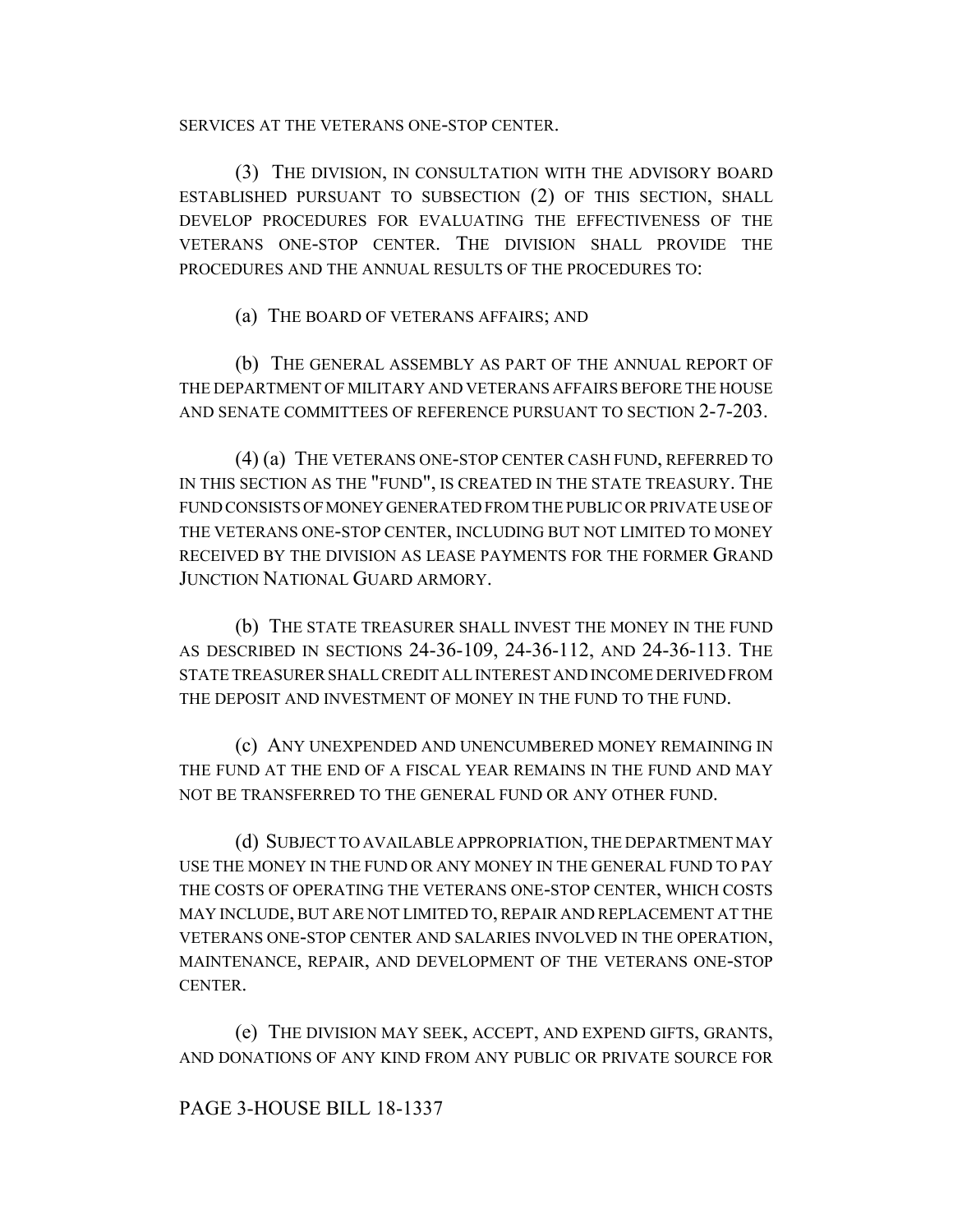SERVICES AT THE VETERANS ONE-STOP CENTER.

(3) THE DIVISION, IN CONSULTATION WITH THE ADVISORY BOARD ESTABLISHED PURSUANT TO SUBSECTION (2) OF THIS SECTION, SHALL DEVELOP PROCEDURES FOR EVALUATING THE EFFECTIVENESS OF THE VETERANS ONE-STOP CENTER. THE DIVISION SHALL PROVIDE THE PROCEDURES AND THE ANNUAL RESULTS OF THE PROCEDURES TO:

(a) THE BOARD OF VETERANS AFFAIRS; AND

(b) THE GENERAL ASSEMBLY AS PART OF THE ANNUAL REPORT OF THE DEPARTMENT OF MILITARY AND VETERANS AFFAIRS BEFORE THE HOUSE AND SENATE COMMITTEES OF REFERENCE PURSUANT TO SECTION 2-7-203.

(4) (a) THE VETERANS ONE-STOP CENTER CASH FUND, REFERRED TO IN THIS SECTION AS THE "FUND", IS CREATED IN THE STATE TREASURY. THE FUND CONSISTS OF MONEY GENERATED FROM THE PUBLIC OR PRIVATE USE OF THE VETERANS ONE-STOP CENTER, INCLUDING BUT NOT LIMITED TO MONEY RECEIVED BY THE DIVISION AS LEASE PAYMENTS FOR THE FORMER GRAND JUNCTION NATIONAL GUARD ARMORY.

(b) THE STATE TREASURER SHALL INVEST THE MONEY IN THE FUND AS DESCRIBED IN SECTIONS 24-36-109, 24-36-112, AND 24-36-113. THE STATE TREASURER SHALL CREDIT ALL INTEREST AND INCOME DERIVED FROM THE DEPOSIT AND INVESTMENT OF MONEY IN THE FUND TO THE FUND.

(c) ANY UNEXPENDED AND UNENCUMBERED MONEY REMAINING IN THE FUND AT THE END OF A FISCAL YEAR REMAINS IN THE FUND AND MAY NOT BE TRANSFERRED TO THE GENERAL FUND OR ANY OTHER FUND.

(d) SUBJECT TO AVAILABLE APPROPRIATION, THE DEPARTMENT MAY USE THE MONEY IN THE FUND OR ANY MONEY IN THE GENERAL FUND TO PAY THE COSTS OF OPERATING THE VETERANS ONE-STOP CENTER, WHICH COSTS MAY INCLUDE, BUT ARE NOT LIMITED TO, REPAIR AND REPLACEMENT AT THE VETERANS ONE-STOP CENTER AND SALARIES INVOLVED IN THE OPERATION, MAINTENANCE, REPAIR, AND DEVELOPMENT OF THE VETERANS ONE-STOP CENTER.

(e) THE DIVISION MAY SEEK, ACCEPT, AND EXPEND GIFTS, GRANTS, AND DONATIONS OF ANY KIND FROM ANY PUBLIC OR PRIVATE SOURCE FOR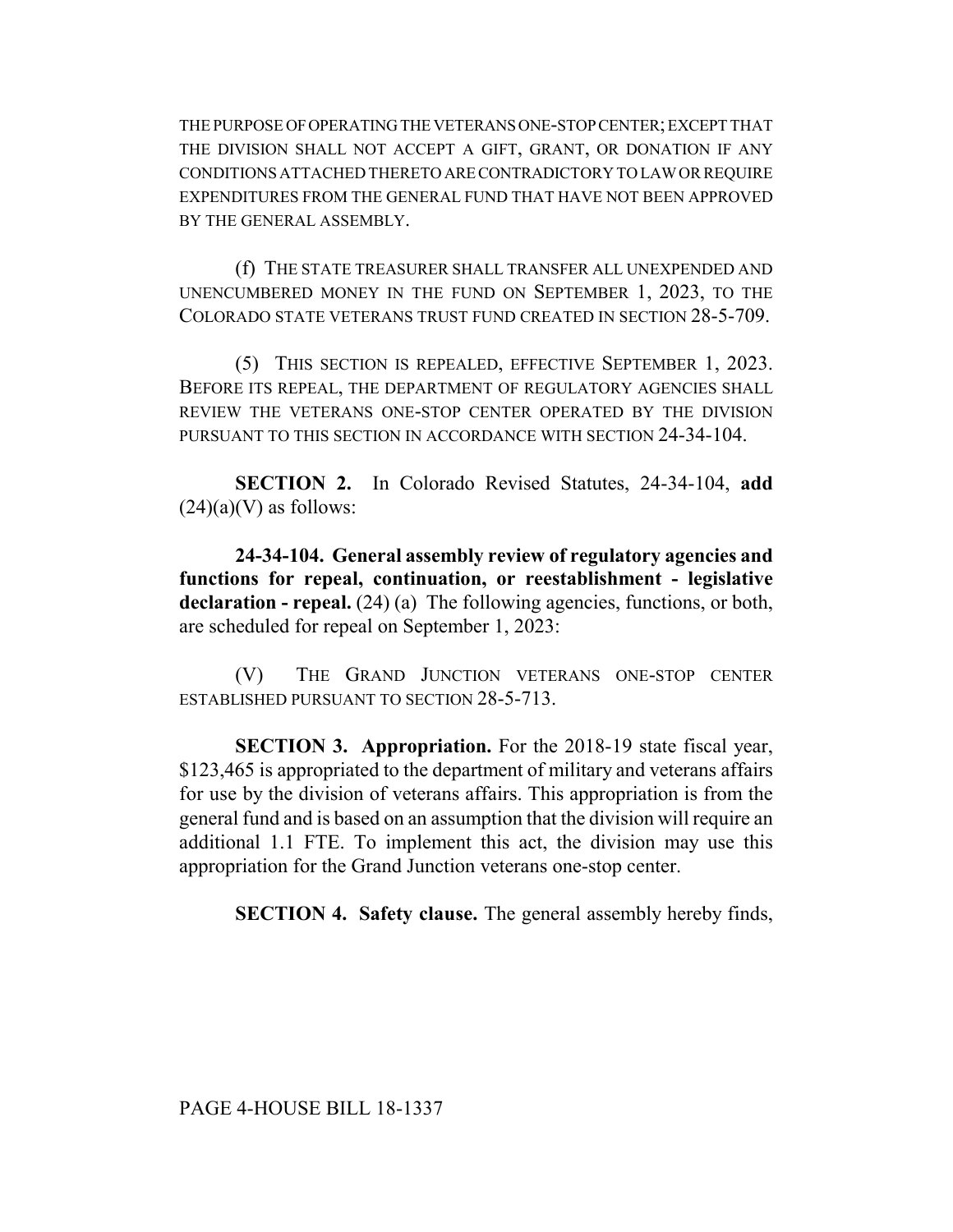THE PURPOSE OF OPERATING THE VETERANS ONE-STOP CENTER; EXCEPT THAT THE DIVISION SHALL NOT ACCEPT A GIFT, GRANT, OR DONATION IF ANY CONDITIONS ATTACHED THERETO ARE CONTRADICTORY TO LAW OR REQUIRE EXPENDITURES FROM THE GENERAL FUND THAT HAVE NOT BEEN APPROVED BY THE GENERAL ASSEMBLY.

(f) THE STATE TREASURER SHALL TRANSFER ALL UNEXPENDED AND UNENCUMBERED MONEY IN THE FUND ON SEPTEMBER 1, 2023, TO THE COLORADO STATE VETERANS TRUST FUND CREATED IN SECTION 28-5-709.

(5) THIS SECTION IS REPEALED, EFFECTIVE SEPTEMBER 1, 2023. BEFORE ITS REPEAL, THE DEPARTMENT OF REGULATORY AGENCIES SHALL REVIEW THE VETERANS ONE-STOP CENTER OPERATED BY THE DIVISION PURSUANT TO THIS SECTION IN ACCORDANCE WITH SECTION 24-34-104.

**SECTION 2.** In Colorado Revised Statutes, 24-34-104, **add** (24)(a)(V) as follows:

**24-34-104. General assembly review of regulatory agencies and functions for repeal, continuation, or reestablishment - legislative declaration - repeal.** (24) (a) The following agencies, functions, or both, are scheduled for repeal on September 1, 2023:

(V) THE GRAND JUNCTION VETERANS ONE-STOP CENTER ESTABLISHED PURSUANT TO SECTION 28-5-713.

**SECTION 3. Appropriation.** For the 2018-19 state fiscal year, $123,465 is appropriated to the department of military and veterans affairs for use by the division of veterans affairs. This appropriation is from the general fund and is based on an assumption that the division will require an additional 1.1 FTE. To implement this act, the division may use this appropriation for the Grand Junction veterans one-stop center.

**SECTION 4. Safety clause.** The general assembly hereby finds,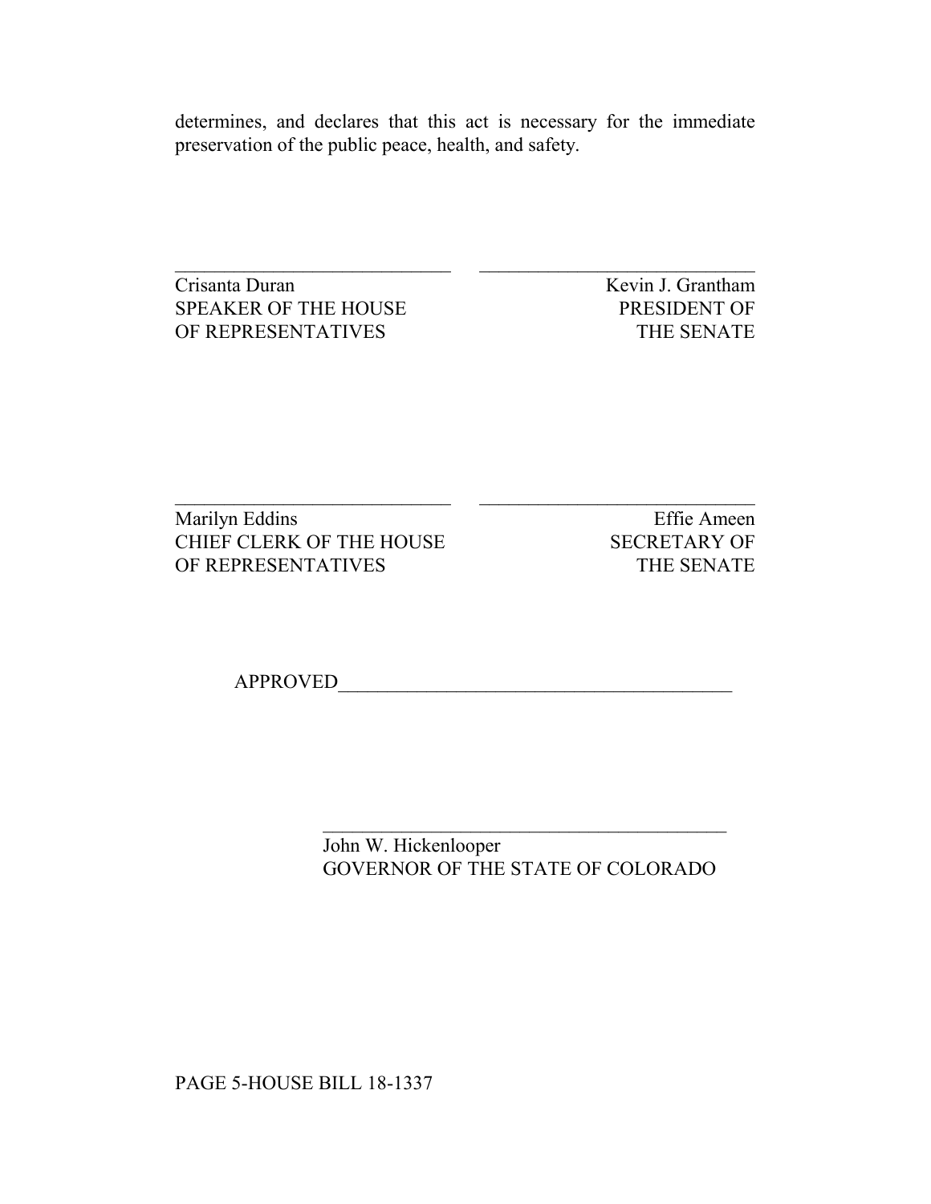determines, and declares that this act is necessary for the immediate preservation of the public peace, health, and safety.

____________________________ ____________________________
Crisanta Duran Kevin J. Grantham
SPEAKER OF THE HOUSE PRESIDENT OF
OF REPRESENTATIVES THE SENATE

____________________________ ____________________________
Marilyn Eddins Effie Ameen
CHIEF CLERK OF THE HOUSE SECRETARY OF
OF REPRESENTATIVES THE SENATE

APPROVED________________________________________

_________________________________________
John W. Hickenlooper
GOVERNOR OF THE STATE OF COLORADO

PAGE 5-HOUSE BILL 18-1337